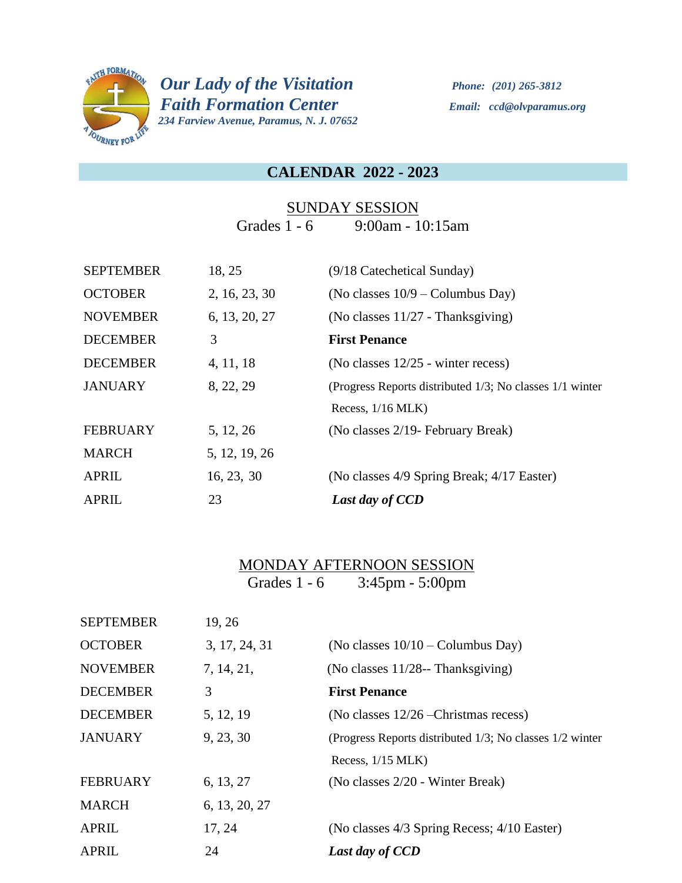***Our Lady of the Visitation***
***Faith Formation Center***
*234 Farview Avenue, Paramus, N. J. 07652*

***Phone: (201) 265-3812***
***Email: ccd@olvparamus.org***

## CALENDAR 2022 - 2023

### SUNDAY SESSION

Grades 1 - 6 9:00am - 10:15am

| | | |
|---|---|---|
| SEPTEMBER | 18, 25 | (9/18 Catechetical Sunday) |
| OCTOBER | 2, 16, 23, 30 | (No classes 10/9 – Columbus Day) |
| NOVEMBER | 6, 13, 20, 27 | (No classes 11/27 - Thanksgiving) |
| DECEMBER | 3 | **First Penance** |
| DECEMBER | 4, 11, 18 | (No classes 12/25 - winter recess) |
| JANUARY | 8, 22, 29 | (Progress Reports distributed 1/3; No classes 1/1 winter Recess, 1/16 MLK) |
| FEBRUARY | 5, 12, 26 | (No classes 2/19- February Break) |
| MARCH | 5, 12, 19, 26 | |
| APRIL | 16, 23, 30 | (No classes 4/9 Spring Break; 4/17 Easter) |
| APRIL | 23 | ***Last day of CCD*** |

### MONDAY AFTERNOON SESSION

Grades 1 - 6 3:45pm - 5:00pm

| | | |
|---|---|---|
| SEPTEMBER | 19, 26 | |
| OCTOBER | 3, 17, 24, 31 | (No classes 10/10 – Columbus Day) |
| NOVEMBER | 7, 14, 21, | (No classes 11/28-- Thanksgiving) |
| DECEMBER | 3 | **First Penance** |
| DECEMBER | 5, 12, 19 | (No classes 12/26 –Christmas recess) |
| JANUARY | 9, 23, 30 | (Progress Reports distributed 1/3; No classes 1/2 winter Recess, 1/15 MLK) |
| FEBRUARY | 6, 13, 27 | (No classes 2/20 - Winter Break) |
| MARCH | 6, 13, 20, 27 | |
| APRIL | 17, 24 | (No classes 4/3 Spring Recess; 4/10 Easter) |
| APRIL | 24 | ***Last day of CCD*** |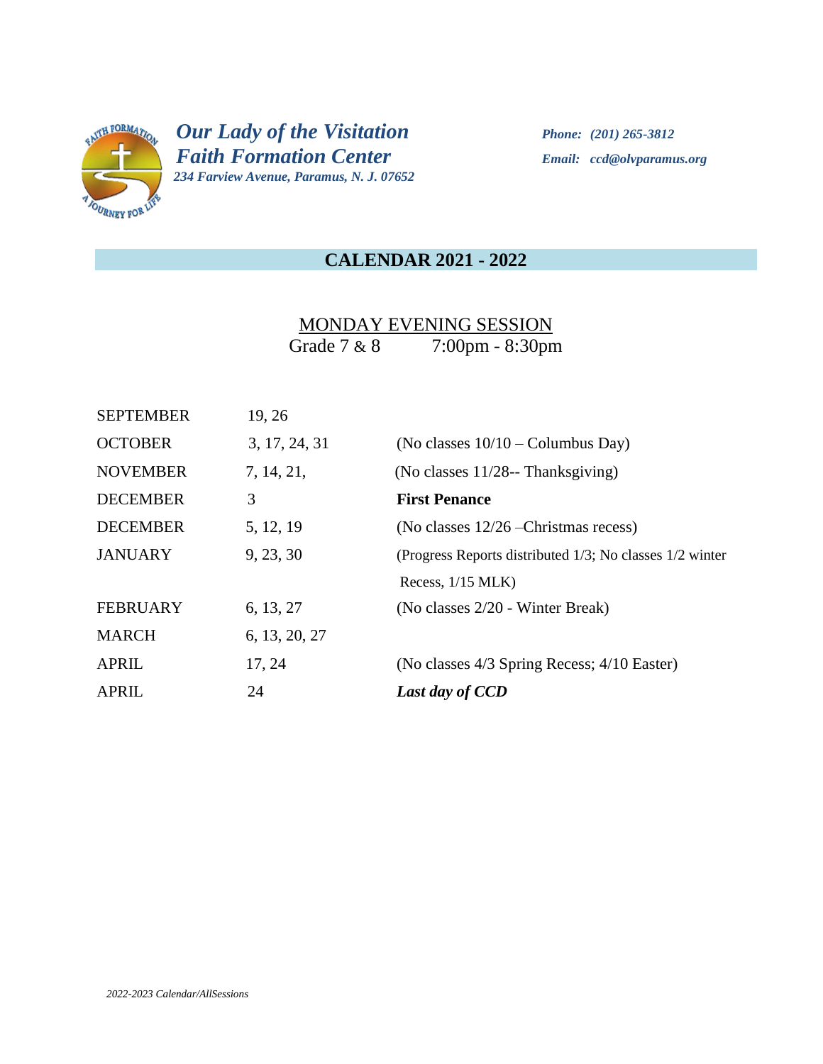***Our Lady of the Visitation***
***Faith Formation Center***
***234 Farview Avenue, Paramus, N. J. 07652***

***Phone: (201) 265-3812***
***Email: ccd@olvparamus.org***

## CALENDAR 2021 - 2022

MONDAY EVENING SESSION
Grade 7 & 8 7:00pm - 8:30pm

| | | |
|---|---|---|
| SEPTEMBER | 19, 26 | |
| OCTOBER | 3, 17, 24, 31 | (No classes 10/10 – Columbus Day) |
| NOVEMBER | 7, 14, 21, | (No classes 11/28-- Thanksgiving) |
| DECEMBER | 3 | **First Penance** |
| DECEMBER | 5, 12, 19 | (No classes 12/26 –Christmas recess) |
| JANUARY | 9, 23, 30 | (Progress Reports distributed 1/3; No classes 1/2 winter Recess, 1/15 MLK) |
| FEBRUARY | 6, 13, 27 | (No classes 2/20 - Winter Break) |
| MARCH | 6, 13, 20, 27 | |
| APRIL | 17, 24 | (No classes 4/3 Spring Recess; 4/10 Easter) |
| APRIL | 24 | ***Last day of CCD*** |

*2022-2023 Calendar/AllSessions*